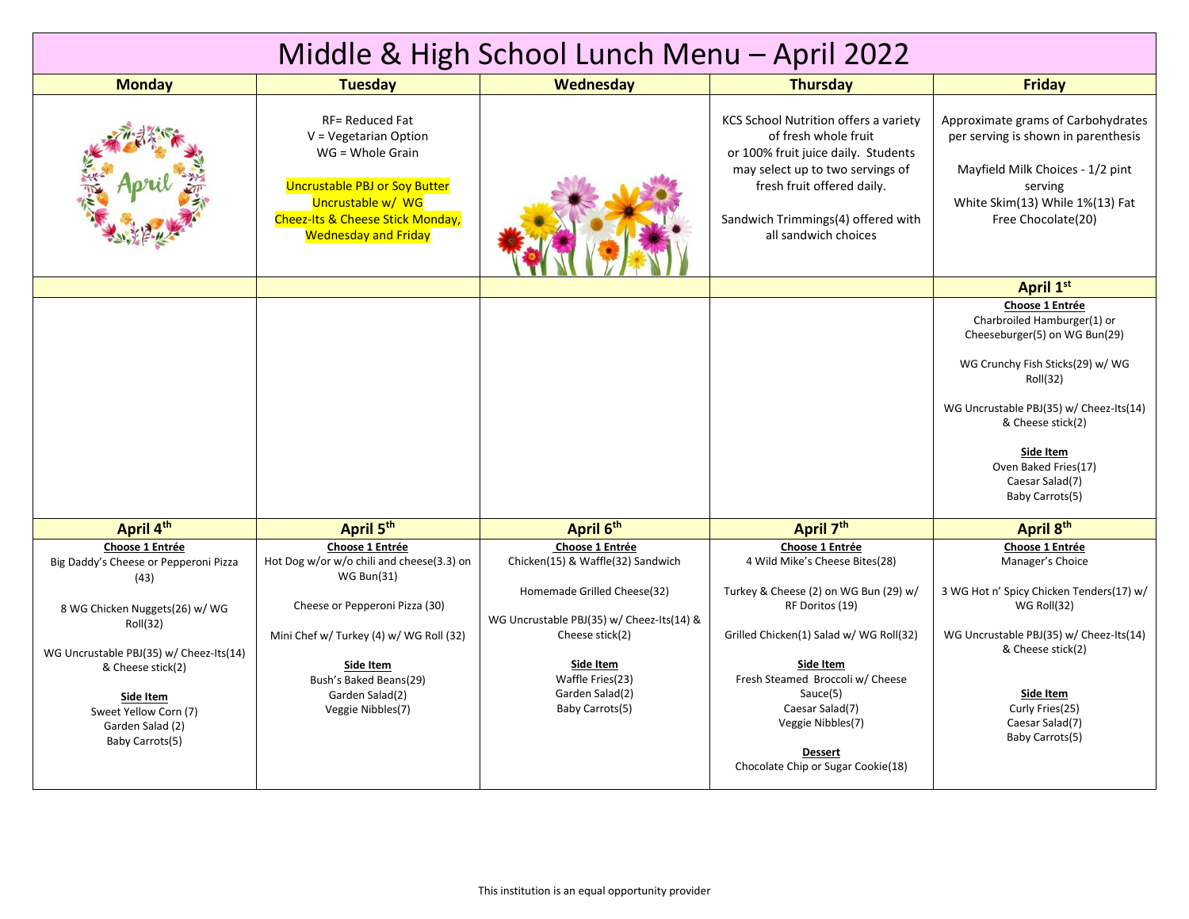# Middle & High School Lunch Menu – April 2022

| Monday | Tuesday | Wednesday | Thursday | Friday |
|---|---|---|---|---|
| | RF= Reduced Fat<br>V = Vegetarian Option<br>WG = Whole Grain<br><br>Uncrustable PBJ or Soy Butter Uncrustable w/ WG Cheez-Its & Cheese Stick Monday, Wednesday and Friday | | KCS School Nutrition offers a variety of fresh whole fruit or 100% fruit juice daily. Students may select up to two servings of fresh fruit offered daily.<br><br>Sandwich Trimmings(4) offered with all sandwich choices | Approximate grams of Carbohydrates per serving is shown in parenthesis<br><br>Mayfield Milk Choices - 1/2 pint serving<br>White Skim(13) While 1%(13) Fat Free Chocolate(20) |
| | | | | **April 1st** |
| | | | | **Choose 1 Entrée**<br>Charbroiled Hamburger(1) or Cheeseburger(5) on WG Bun(29)<br><br>WG Crunchy Fish Sticks(29) w/ WG Roll(32)<br><br>WG Uncrustable PBJ(35) w/ Cheez-Its(14) & Cheese stick(2)<br><br>**Side Item**<br>Oven Baked Fries(17)<br>Caesar Salad(7)<br>Baby Carrots(5) |
| **April 4th** | **April 5th** | **April 6th** | **April 7th** | **April 8th** |
| **Choose 1 Entrée**<br>Big Daddy's Cheese or Pepperoni Pizza (43)<br><br>8 WG Chicken Nuggets(26) w/ WG Roll(32)<br><br>WG Uncrustable PBJ(35) w/ Cheez-Its(14) & Cheese stick(2)<br><br>**Side Item**<br>Sweet Yellow Corn (7)<br>Garden Salad (2)<br>Baby Carrots(5) | **Choose 1 Entrée**<br>Hot Dog w/or w/o chili and cheese(3.3) on WG Bun(31)<br><br>Cheese or Pepperoni Pizza (30)<br><br>Mini Chef w/ Turkey (4) w/ WG Roll (32)<br><br>**Side Item**<br>Bush's Baked Beans(29)<br>Garden Salad(2)<br>Veggie Nibbles(7) | **Choose 1 Entrée**<br>Chicken(15) & Waffle(32) Sandwich<br><br>Homemade Grilled Cheese(32)<br><br>WG Uncrustable PBJ(35) w/ Cheez-Its(14) & Cheese stick(2)<br><br>**Side Item**<br>Waffle Fries(23)<br>Garden Salad(2)<br>Baby Carrots(5) | **Choose 1 Entrée**<br>4 Wild Mike's Cheese Bites(28)<br><br>Turkey & Cheese (2) on WG Bun (29) w/ RF Doritos (19)<br><br>Grilled Chicken(1) Salad w/ WG Roll(32)<br><br>**Side Item**<br>Fresh Steamed Broccoli w/ Cheese Sauce(5)<br>Caesar Salad(7)<br>Veggie Nibbles(7)<br><br>**Dessert**<br>Chocolate Chip or Sugar Cookie(18) | **Choose 1 Entrée**<br>Manager's Choice<br><br>3 WG Hot n' Spicy Chicken Tenders(17) w/ WG Roll(32)<br><br>WG Uncrustable PBJ(35) w/ Cheez-Its(14) & Cheese stick(2)<br><br>**Side Item**<br>Curly Fries(25)<br>Caesar Salad(7)<br>Baby Carrots(5) |

This institution is an equal opportunity provider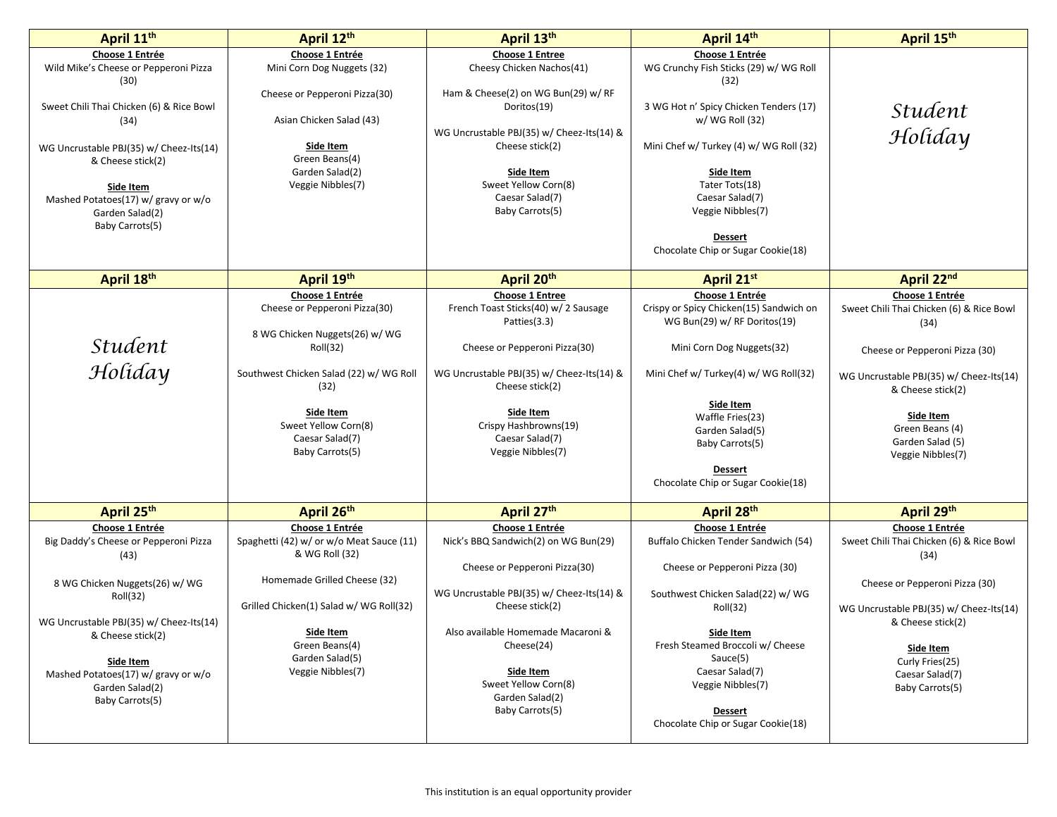| April 11th | April 12th | April 13th | April 14th | April 15th |
|---|---|---|---|---|
| **Choose 1 Entrée**<br>Wild Mike's Cheese or Pepperoni Pizza (30)<br><br>Sweet Chili Thai Chicken (6) & Rice Bowl (34)<br><br>WG Uncrustable PBJ(35) w/ Cheez-Its(14) & Cheese stick(2)<br><br>**Side Item**<br>Mashed Potatoes(17) w/ gravy or w/o<br>Garden Salad(2)<br>Baby Carrots(5) | **Choose 1 Entrée**<br>Mini Corn Dog Nuggets (32)<br><br>Cheese or Pepperoni Pizza(30)<br><br>Asian Chicken Salad (43)<br><br>**Side Item**<br>Green Beans(4)<br>Garden Salad(2)<br>Veggie Nibbles(7) | **Choose 1 Entree**<br>Cheesy Chicken Nachos(41)<br><br>Ham & Cheese(2) on WG Bun(29) w/ RF Doritos(19)<br><br>WG Uncrustable PBJ(35) w/ Cheez-Its(14) & Cheese stick(2)<br><br>**Side Item**<br>Sweet Yellow Corn(8)<br>Caesar Salad(7)<br>Baby Carrots(5) | **Choose 1 Entrée**<br>WG Crunchy Fish Sticks (29) w/ WG Roll (32)<br><br>3 WG Hot n' Spicy Chicken Tenders (17) w/ WG Roll (32)<br><br>Mini Chef w/ Turkey (4) w/ WG Roll (32)<br><br>**Side Item**<br>Tater Tots(18)<br>Caesar Salad(7)<br>Veggie Nibbles(7)<br><br>**Dessert**<br>Chocolate Chip or Sugar Cookie(18) | *Student Holiday* |
| **April 18th** | **April 19th** | **April 20th** | **April 21st** | **April 22nd** |
| *Student Holiday* | **Choose 1 Entrée**<br>Cheese or Pepperoni Pizza(30)<br><br>8 WG Chicken Nuggets(26) w/ WG Roll(32)<br><br>Southwest Chicken Salad (22) w/ WG Roll (32)<br><br>**Side Item**<br>Sweet Yellow Corn(8)<br>Caesar Salad(7)<br>Baby Carrots(5) | **Choose 1 Entree**<br>French Toast Sticks(40) w/ 2 Sausage Patties(3.3)<br><br>Cheese or Pepperoni Pizza(30)<br><br>WG Uncrustable PBJ(35) w/ Cheez-Its(14) & Cheese stick(2)<br><br>**Side Item**<br>Crispy Hashbrowns(19)<br>Caesar Salad(7)<br>Veggie Nibbles(7) | **Choose 1 Entrée**<br>Crispy or Spicy Chicken(15) Sandwich on WG Bun(29) w/ RF Doritos(19)<br><br>Mini Corn Dog Nuggets(32)<br><br>Mini Chef w/ Turkey(4) w/ WG Roll(32)<br><br>**Side Item**<br>Waffle Fries(23)<br>Garden Salad(5)<br>Baby Carrots(5)<br><br>**Dessert**<br>Chocolate Chip or Sugar Cookie(18) | **Choose 1 Entrée**<br>Sweet Chili Thai Chicken (6) & Rice Bowl (34)<br><br>Cheese or Pepperoni Pizza (30)<br><br>WG Uncrustable PBJ(35) w/ Cheez-Its(14) & Cheese stick(2)<br><br>**Side Item**<br>Green Beans (4)<br>Garden Salad (5)<br>Veggie Nibbles(7) |
| **April 25th** | **April 26th** | **April 27th** | **April 28th** | **April 29th** |
| **Choose 1 Entrée**<br>Big Daddy's Cheese or Pepperoni Pizza (43)<br><br>8 WG Chicken Nuggets(26) w/ WG Roll(32)<br><br>WG Uncrustable PBJ(35) w/ Cheez-Its(14) & Cheese stick(2)<br><br>**Side Item**<br>Mashed Potatoes(17) w/ gravy or w/o<br>Garden Salad(2)<br>Baby Carrots(5) | **Choose 1 Entrée**<br>Spaghetti (42) w/ or w/o Meat Sauce (11) & WG Roll (32)<br><br>Homemade Grilled Cheese (32)<br><br>Grilled Chicken(1) Salad w/ WG Roll(32)<br><br>**Side Item**<br>Green Beans(4)<br>Garden Salad(5)<br>Veggie Nibbles(7) | **Choose 1 Entrée**<br>Nick's BBQ Sandwich(2) on WG Bun(29)<br><br>Cheese or Pepperoni Pizza(30)<br><br>WG Uncrustable PBJ(35) w/ Cheez-Its(14) & Cheese stick(2)<br><br>Also available Homemade Macaroni & Cheese(24)<br><br>**Side Item**<br>Sweet Yellow Corn(8)<br>Garden Salad(2)<br>Baby Carrots(5) | **Choose 1 Entrée**<br>Buffalo Chicken Tender Sandwich (54)<br><br>Cheese or Pepperoni Pizza (30)<br><br>Southwest Chicken Salad(22) w/ WG Roll(32)<br><br>**Side Item**<br>Fresh Steamed Broccoli w/ Cheese Sauce(5)<br>Caesar Salad(7)<br>Veggie Nibbles(7)<br><br>**Dessert**<br>Chocolate Chip or Sugar Cookie(18) | **Choose 1 Entrée**<br>Sweet Chili Thai Chicken (6) & Rice Bowl (34)<br><br>Cheese or Pepperoni Pizza (30)<br><br>WG Uncrustable PBJ(35) w/ Cheez-Its(14) & Cheese stick(2)<br><br>**Side Item**<br>Curly Fries(25)<br>Caesar Salad(7)<br>Baby Carrots(5) |

This institution is an equal opportunity provider